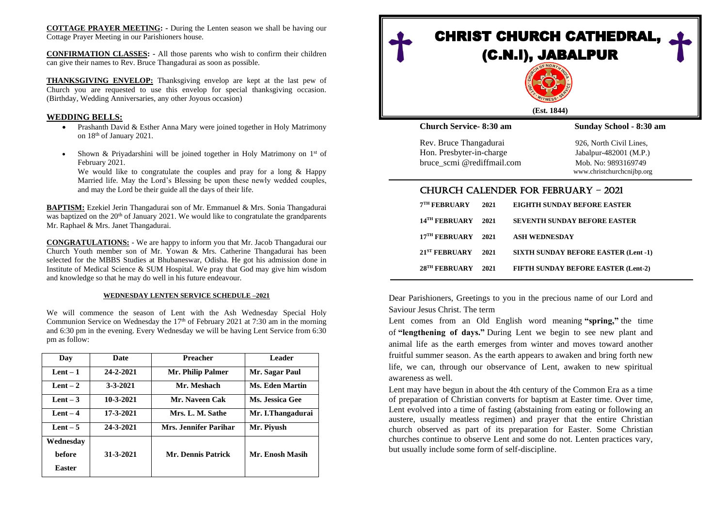**COTTAGE PRAYER MEETING: -** During the Lenten season we shall be having our Cottage Prayer Meeting in our Parishioners house.

**CONFIRMATION CLASSES: -** All those parents who wish to confirm their children can give their names to Rev. Bruce Thangadurai as soon as possible.

**THANKSGIVING ENVELOP:** Thanksgiving envelop are kept at the last pew of Church you are requested to use this envelop for special thanksgiving occasion. (Birthday, Wedding Anniversaries, any other Joyous occasion)

## WEDDING BELLS:

- Prashanth David & Esther Anna Mary were joined together in Holy Matrimony on 18th of January 2021.
- Shown & Priyadarshini will be joined together in Holy Matrimony on 1st of February 2021.

  We would like to congratulate the couples and pray for a long & Happy Married life. May the Lord's Blessing be upon these newly wedded couples, and may the Lord be their guide all the days of their life.

**BAPTISM:** Ezekiel Jerin Thangadurai son of Mr. Emmanuel & Mrs. Sonia Thangadurai was baptized on the 20th of January 2021. We would like to congratulate the grandparents Mr. Raphael & Mrs. Janet Thangadurai.

**CONGRATULATIONS: -** We are happy to inform you that Mr. Jacob Thangadurai our Church Youth member son of Mr. Yowan & Mrs. Catherine Thangadurai has been selected for the MBBS Studies at Bhubaneswar, Odisha. He got his admission done in Institute of Medical Science & SUM Hospital. We pray that God may give him wisdom and knowledge so that he may do well in his future endeavour.

### WEDNESDAY LENTEN SERVICE SCHEDULE –2021

We will commence the season of Lent with the Ash Wednesday Special Holy Communion Service on Wednesday the 17th of February 2021 at 7:30 am in the morning and 6:30 pm in the evening. Every Wednesday we will be having Lent Service from 6:30 pm as follow:

| Day | Date | Preacher | Leader |
|---|---|---|---|
| Lent – 1 | 24-2-2021 | Mr. Philip Palmer | Mr. Sagar Paul |
| Lent – 2 | 3-3-2021 | Mr. Meshach | Ms. Eden Martin |
| Lent – 3 | 10-3-2021 | Mr. Naveen Cak | Ms. Jessica Gee |
| Lent – 4 | 17-3-2021 | Mrs. L. M. Sathe | Mr. I.Thangadurai |
| Lent – 5 | 24-3-2021 | Mrs. Jennifer Parihar | Mr. Piyush |
| Wednesday before Easter | 31-3-2021 | Mr. Dennis Patrick | Mr. Enosh Masih |

# CHRIST CHURCH CATHEDRAL, (C.N.I), JABALPUR

CHURCH OF NORTH INDIA — UNITY · WITNESS · SERVICE

(Est. 1844)

**Church Service- 8:30 am** | **Sunday School - 8:30 am**

Rev. Bruce Thangadurai
Hon. Presbyter-in-charge
bruce_scmi @rediffmail.com

926, North Civil Lines,
Jabalpur-482001 (M.P.)
Mob. No: 9893169749
www.christchurchcnijbp.org

## CHURCH CALENDER FOR FEBRUARY – 2021

| | | |
|---|---|---|
| 7TH FEBRUARY | 2021 | EIGHTH SUNDAY BEFORE EASTER |
| 14TH FEBRUARY | 2021 | SEVENTH SUNDAY BEFORE EASTER |
| 17TH FEBRUARY | 2021 | ASH WEDNESDAY |
| 21ST FEBRUARY | 2021 | SIXTH SUNDAY BEFORE EASTER (Lent -1) |
| 28TH FEBRUARY | 2021 | FIFTH SUNDAY BEFORE EASTER (Lent-2) |

Dear Parishioners, Greetings to you in the precious name of our Lord and Saviour Jesus Christ. The term

Lent comes from an Old English word meaning **"spring,"** the time of **"lengthening of days."** During Lent we begin to see new plant and animal life as the earth emerges from winter and moves toward another fruitful summer season. As the earth appears to awaken and bring forth new life, we can, through our observance of Lent, awaken to new spiritual awareness as well.

Lent may have begun in about the 4th century of the Common Era as a time of preparation of Christian converts for baptism at Easter time. Over time, Lent evolved into a time of fasting (abstaining from eating or following an austere, usually meatless regimen) and prayer that the entire Christian church observed as part of its preparation for Easter. Some Christian churches continue to observe Lent and some do not. Lenten practices vary, but usually include some form of self-discipline.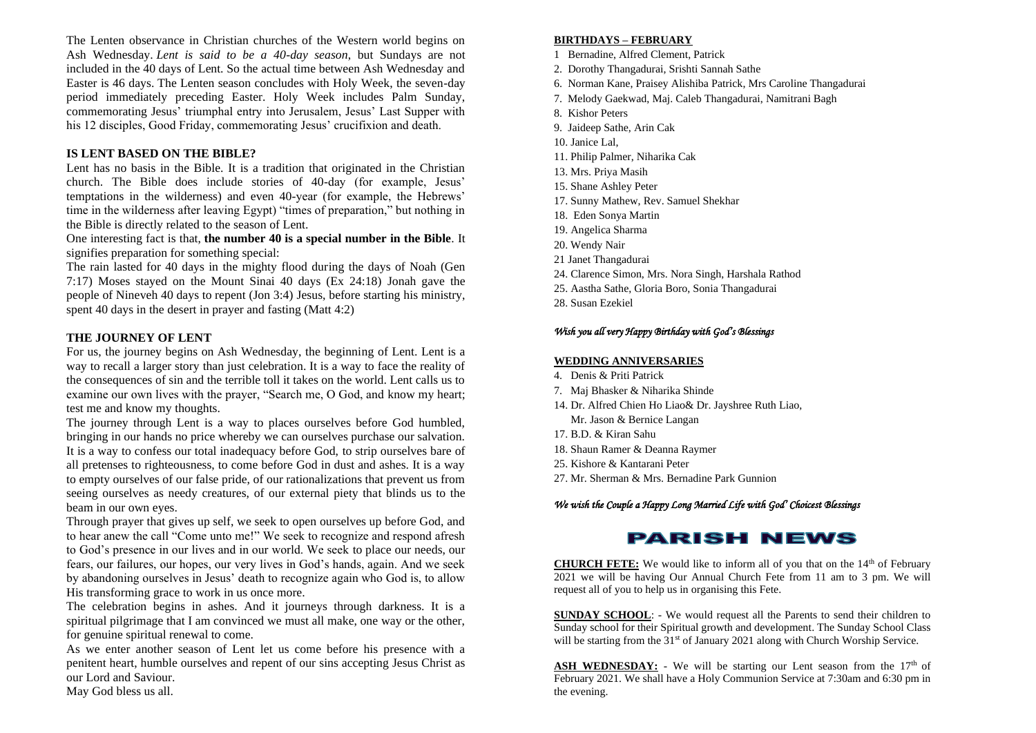The Lenten observance in Christian churches of the Western world begins on Ash Wednesday. *Lent is said to be a 40-day season*, but Sundays are not included in the 40 days of Lent. So the actual time between Ash Wednesday and Easter is 46 days. The Lenten season concludes with Holy Week, the seven-day period immediately preceding Easter. Holy Week includes Palm Sunday, commemorating Jesus' triumphal entry into Jerusalem, Jesus' Last Supper with his 12 disciples, Good Friday, commemorating Jesus' crucifixion and death.

**IS LENT BASED ON THE BIBLE?**

Lent has no basis in the Bible. It is a tradition that originated in the Christian church. The Bible does include stories of 40-day (for example, Jesus' temptations in the wilderness) and even 40-year (for example, the Hebrews' time in the wilderness after leaving Egypt) "times of preparation," but nothing in the Bible is directly related to the season of Lent.

One interesting fact is that, **the number 40 is a special number in the Bible**. It signifies preparation for something special:

The rain lasted for 40 days in the mighty flood during the days of Noah (Gen 7:17) Moses stayed on the Mount Sinai 40 days (Ex 24:18) Jonah gave the people of Nineveh 40 days to repent (Jon 3:4) Jesus, before starting his ministry, spent 40 days in the desert in prayer and fasting (Matt 4:2)

**THE JOURNEY OF LENT**

For us, the journey begins on Ash Wednesday, the beginning of Lent. Lent is a way to recall a larger story than just celebration. It is a way to face the reality of the consequences of sin and the terrible toll it takes on the world. Lent calls us to examine our own lives with the prayer, "Search me, O God, and know my heart; test me and know my thoughts.

The journey through Lent is a way to places ourselves before God humbled, bringing in our hands no price whereby we can ourselves purchase our salvation. It is a way to confess our total inadequacy before God, to strip ourselves bare of all pretenses to righteousness, to come before God in dust and ashes. It is a way to empty ourselves of our false pride, of our rationalizations that prevent us from seeing ourselves as needy creatures, of our external piety that blinds us to the beam in our own eyes.

Through prayer that gives up self, we seek to open ourselves up before God, and to hear anew the call "Come unto me!" We seek to recognize and respond afresh to God's presence in our lives and in our world. We seek to place our needs, our fears, our failures, our hopes, our very lives in God's hands, again. And we seek by abandoning ourselves in Jesus' death to recognize again who God is, to allow His transforming grace to work in us once more.

The celebration begins in ashes. And it journeys through darkness. It is a spiritual pilgrimage that I am convinced we must all make, one way or the other, for genuine spiritual renewal to come.

As we enter another season of Lent let us come before his presence with a penitent heart, humble ourselves and repent of our sins accepting Jesus Christ as our Lord and Saviour.

May God bless us all.

**BIRTHDAYS – FEBRUARY**

1 Bernadine, Alfred Clement, Patrick
2. Dorothy Thangadurai, Srishti Sannah Sathe
6. Norman Kane, Praisey Alishiba Patrick, Mrs Caroline Thangadurai
7. Melody Gaekwad, Maj. Caleb Thangadurai, Namitrani Bagh
8. Kishor Peters
9. Jaideep Sathe, Arin Cak
10. Janice Lal,
11. Philip Palmer, Niharika Cak
13. Mrs. Priya Masih
15. Shane Ashley Peter
17. Sunny Mathew, Rev. Samuel Shekhar
18. Eden Sonya Martin
19. Angelica Sharma
20. Wendy Nair
21 Janet Thangadurai
24. Clarence Simon, Mrs. Nora Singh, Harshala Rathod
25. Aastha Sathe, Gloria Boro, Sonia Thangadurai
28. Susan Ezekiel

*Wish you all very Happy Birthday with God's Blessings*

**WEDDING ANNIVERSARIES**

4. Denis & Priti Patrick
7. Maj Bhasker & Niharika Shinde
14. Dr. Alfred Chien Ho Liao& Dr. Jayshree Ruth Liao,
    Mr. Jason & Bernice Langan
17. B.D. & Kiran Sahu
18. Shaun Ramer & Deanna Raymer
25. Kishore & Kantarani Peter
27. Mr. Sherman & Mrs. Bernadine Park Gunnion

*We wish the Couple a Happy Long Married Life with God' Choicest Blessings*

# PARISH NEWS

**CHURCH FETE:** We would like to inform all of you that on the 14th of February 2021 we will be having Our Annual Church Fete from 11 am to 3 pm. We will request all of you to help us in organising this Fete.

**SUNDAY SCHOOL**: - We would request all the Parents to send their children to Sunday school for their Spiritual growth and development. The Sunday School Class will be starting from the 31st of January 2021 along with Church Worship Service.

**ASH WEDNESDAY:** - We will be starting our Lent season from the 17th of February 2021. We shall have a Holy Communion Service at 7:30am and 6:30 pm in the evening.